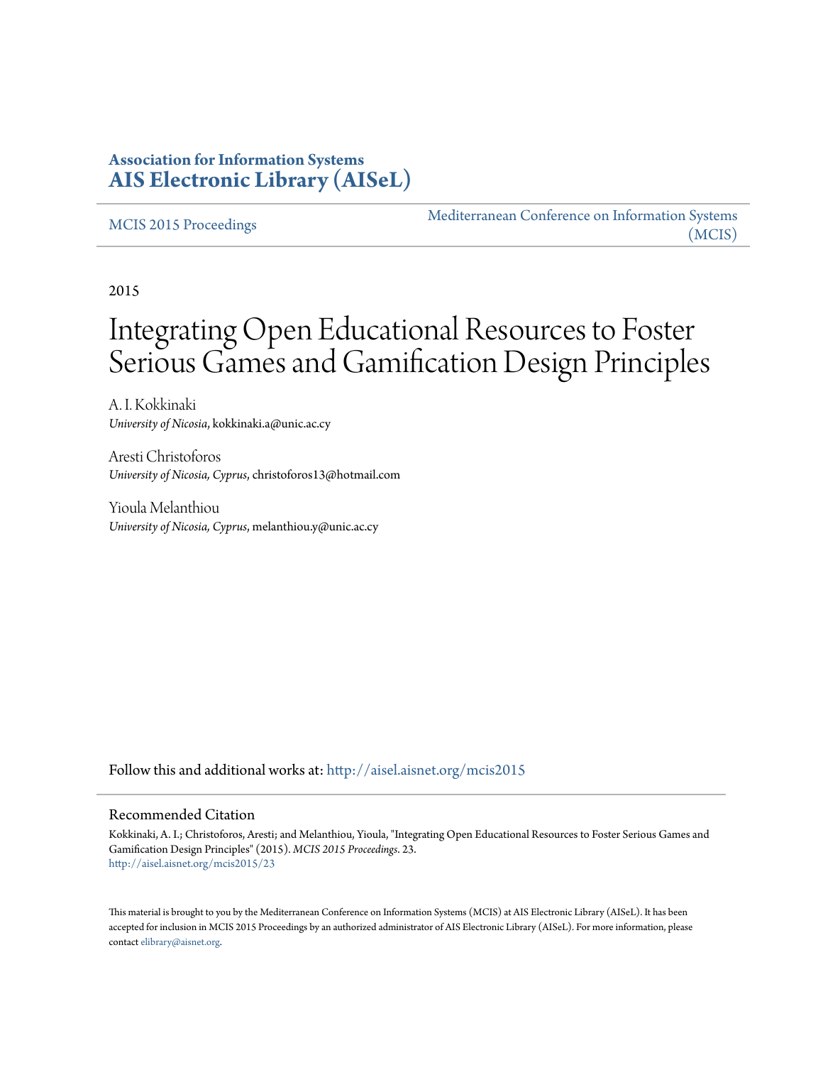**Association for Information Systems**
**AIS Electronic Library (AISeL)**

MCIS 2015 Proceedings

Mediterranean Conference on Information Systems (MCIS)

2015

# Integrating Open Educational Resources to Foster Serious Games and Gamification Design Principles

A. I. Kokkinaki
*University of Nicosia*, kokkinaki.a@unic.ac.cy

Aresti Christoforos
*University of Nicosia, Cyprus*, christoforos13@hotmail.com

Yioula Melanthiou
*University of Nicosia, Cyprus*, melanthiou.y@unic.ac.cy

Follow this and additional works at: http://aisel.aisnet.org/mcis2015

## Recommended Citation

Kokkinaki, A. I.; Christoforos, Aresti; and Melanthiou, Yioula, "Integrating Open Educational Resources to Foster Serious Games and Gamification Design Principles" (2015). *MCIS 2015 Proceedings*. 23.
http://aisel.aisnet.org/mcis2015/23

This material is brought to you by the Mediterranean Conference on Information Systems (MCIS) at AIS Electronic Library (AISeL). It has been accepted for inclusion in MCIS 2015 Proceedings by an authorized administrator of AIS Electronic Library (AISeL). For more information, please contact elibrary@aisnet.org.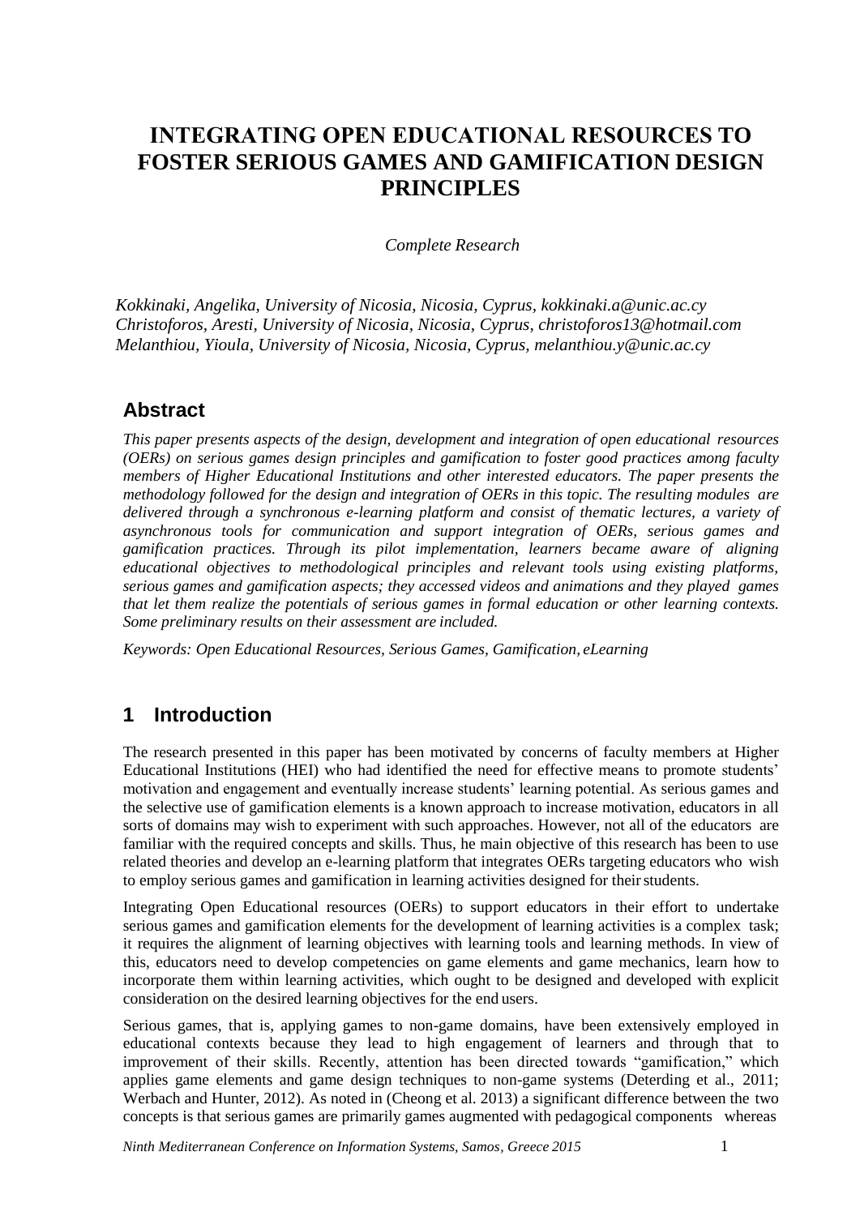# INTEGRATING OPEN EDUCATIONAL RESOURCES TO FOSTER SERIOUS GAMES AND GAMIFICATION DESIGN PRINCIPLES

*Complete Research*

*Kokkinaki, Angelika, University of Nicosia, Nicosia, Cyprus, kokkinaki.a@unic.ac.cy*
*Christoforos, Aresti, University of Nicosia, Nicosia, Cyprus, christoforos13@hotmail.com*
*Melanthiou, Yioula, University of Nicosia, Nicosia, Cyprus, melanthiou.y@unic.ac.cy*

## Abstract

*This paper presents aspects of the design, development and integration of open educational resources (OERs) on serious games design principles and gamification to foster good practices among faculty members of Higher Educational Institutions and other interested educators. The paper presents the methodology followed for the design and integration of OERs in this topic. The resulting modules are delivered through a synchronous e-learning platform and consist of thematic lectures, a variety of asynchronous tools for communication and support integration of OERs, serious games and gamification practices. Through its pilot implementation, learners became aware of aligning educational objectives to methodological principles and relevant tools using existing platforms, serious games and gamification aspects; they accessed videos and animations and they played games that let them realize the potentials of serious games in formal education or other learning contexts. Some preliminary results on their assessment are included.*

*Keywords: Open Educational Resources, Serious Games, Gamification, eLearning*

## 1 Introduction

The research presented in this paper has been motivated by concerns of faculty members at Higher Educational Institutions (HEI) who had identified the need for effective means to promote students' motivation and engagement and eventually increase students' learning potential. As serious games and the selective use of gamification elements is a known approach to increase motivation, educators in all sorts of domains may wish to experiment with such approaches. However, not all of the educators are familiar with the required concepts and skills. Thus, he main objective of this research has been to use related theories and develop an e-learning platform that integrates OERs targeting educators who wish to employ serious games and gamification in learning activities designed for their students.

Integrating Open Educational resources (OERs) to support educators in their effort to undertake serious games and gamification elements for the development of learning activities is a complex task; it requires the alignment of learning objectives with learning tools and learning methods. In view of this, educators need to develop competencies on game elements and game mechanics, learn how to incorporate them within learning activities, which ought to be designed and developed with explicit consideration on the desired learning objectives for the end users.

Serious games, that is, applying games to non-game domains, have been extensively employed in educational contexts because they lead to high engagement of learners and through that to improvement of their skills. Recently, attention has been directed towards "gamification," which applies game elements and game design techniques to non-game systems (Deterding et al., 2011; Werbach and Hunter, 2012). As noted in (Cheong et al. 2013) a significant difference between the two concepts is that serious games are primarily games augmented with pedagogical components whereas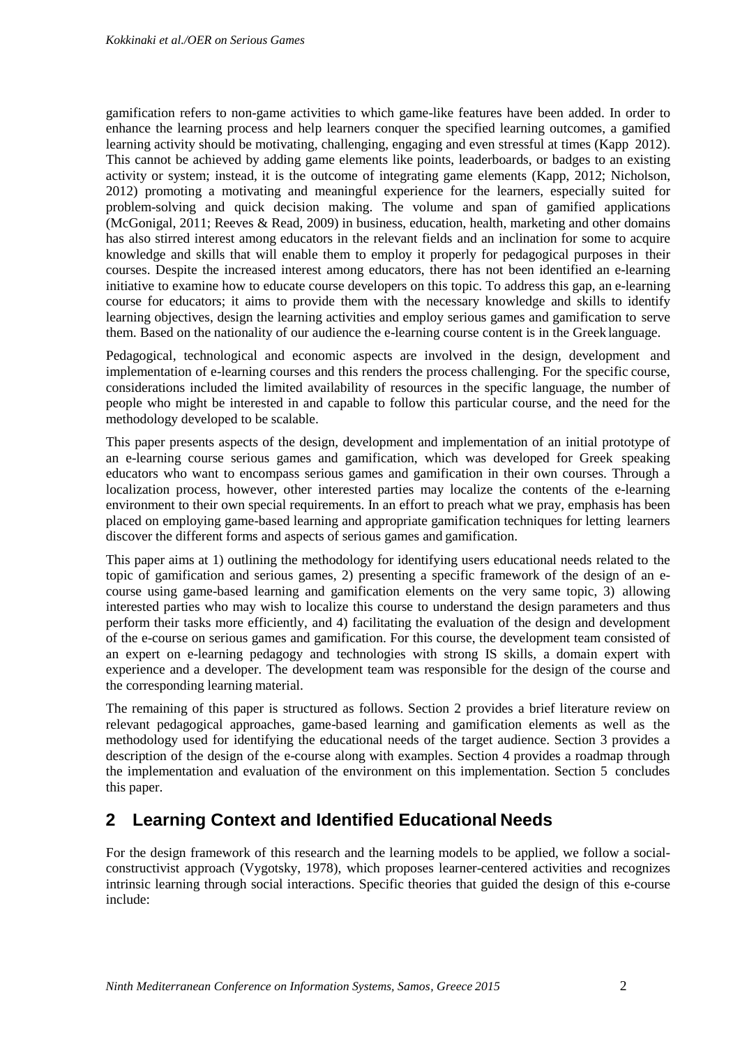gamification refers to non-game activities to which game-like features have been added. In order to enhance the learning process and help learners conquer the specified learning outcomes, a gamified learning activity should be motivating, challenging, engaging and even stressful at times (Kapp 2012). This cannot be achieved by adding game elements like points, leaderboards, or badges to an existing activity or system; instead, it is the outcome of integrating game elements (Kapp, 2012; Nicholson, 2012) promoting a motivating and meaningful experience for the learners, especially suited for problem-solving and quick decision making. The volume and span of gamified applications (McGonigal, 2011; Reeves & Read, 2009) in business, education, health, marketing and other domains has also stirred interest among educators in the relevant fields and an inclination for some to acquire knowledge and skills that will enable them to employ it properly for pedagogical purposes in their courses. Despite the increased interest among educators, there has not been identified an e-learning initiative to examine how to educate course developers on this topic. To address this gap, an e-learning course for educators; it aims to provide them with the necessary knowledge and skills to identify learning objectives, design the learning activities and employ serious games and gamification to serve them. Based on the nationality of our audience the e-learning course content is in the Greek language.

Pedagogical, technological and economic aspects are involved in the design, development and implementation of e-learning courses and this renders the process challenging. For the specific course, considerations included the limited availability of resources in the specific language, the number of people who might be interested in and capable to follow this particular course, and the need for the methodology developed to be scalable.

This paper presents aspects of the design, development and implementation of an initial prototype of an e-learning course serious games and gamification, which was developed for Greek speaking educators who want to encompass serious games and gamification in their own courses. Through a localization process, however, other interested parties may localize the contents of the e-learning environment to their own special requirements. In an effort to preach what we pray, emphasis has been placed on employing game-based learning and appropriate gamification techniques for letting learners discover the different forms and aspects of serious games and gamification.

This paper aims at 1) outlining the methodology for identifying users educational needs related to the topic of gamification and serious games, 2) presenting a specific framework of the design of an e-course using game-based learning and gamification elements on the very same topic, 3) allowing interested parties who may wish to localize this course to understand the design parameters and thus perform their tasks more efficiently, and 4) facilitating the evaluation of the design and development of the e-course on serious games and gamification. For this course, the development team consisted of an expert on e-learning pedagogy and technologies with strong IS skills, a domain expert with experience and a developer. The development team was responsible for the design of the course and the corresponding learning material.

The remaining of this paper is structured as follows. Section 2 provides a brief literature review on relevant pedagogical approaches, game-based learning and gamification elements as well as the methodology used for identifying the educational needs of the target audience. Section 3 provides a description of the design of the e-course along with examples. Section 4 provides a roadmap through the implementation and evaluation of the environment on this implementation. Section 5 concludes this paper.

## 2 Learning Context and Identified Educational Needs

For the design framework of this research and the learning models to be applied, we follow a social-constructivist approach (Vygotsky, 1978), which proposes learner-centered activities and recognizes intrinsic learning through social interactions. Specific theories that guided the design of this e-course include: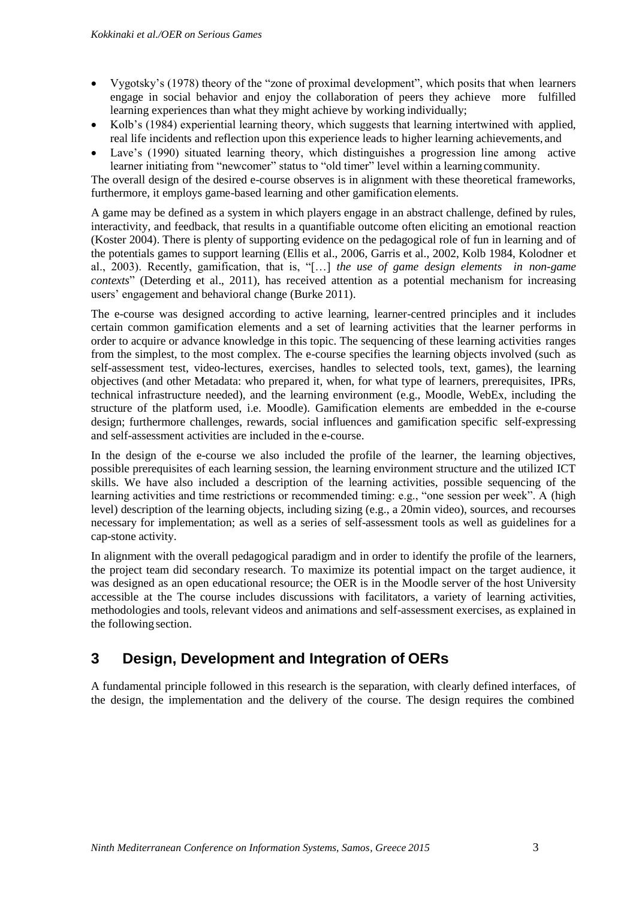- Vygotsky's (1978) theory of the "zone of proximal development", which posits that when learners engage in social behavior and enjoy the collaboration of peers they achieve more fulfilled learning experiences than what they might achieve by working individually;
- Kolb's (1984) experiential learning theory, which suggests that learning intertwined with applied, real life incidents and reflection upon this experience leads to higher learning achievements, and
- Lave's (1990) situated learning theory, which distinguishes a progression line among active learner initiating from "newcomer" status to "old timer" level within a learning community.

The overall design of the desired e-course observes is in alignment with these theoretical frameworks, furthermore, it employs game-based learning and other gamification elements.

A game may be defined as a system in which players engage in an abstract challenge, defined by rules, interactivity, and feedback, that results in a quantifiable outcome often eliciting an emotional reaction (Koster 2004). There is plenty of supporting evidence on the pedagogical role of fun in learning and of the potentials games to support learning (Ellis et al., 2006, Garris et al., 2002, Kolb 1984, Kolodner et al., 2003). Recently, gamification, that is, "[…] *the use of game design elements in non-game contexts*" (Deterding et al., 2011), has received attention as a potential mechanism for increasing users' engagement and behavioral change (Burke 2011).

The e-course was designed according to active learning, learner-centred principles and it includes certain common gamification elements and a set of learning activities that the learner performs in order to acquire or advance knowledge in this topic. The sequencing of these learning activities ranges from the simplest, to the most complex. The e-course specifies the learning objects involved (such as self-assessment test, video-lectures, exercises, handles to selected tools, text, games), the learning objectives (and other Metadata: who prepared it, when, for what type of learners, prerequisites, IPRs, technical infrastructure needed), and the learning environment (e.g., Moodle, WebEx, including the structure of the platform used, i.e. Moodle). Gamification elements are embedded in the e-course design; furthermore challenges, rewards, social influences and gamification specific self-expressing and self-assessment activities are included in the e-course.

In the design of the e-course we also included the profile of the learner, the learning objectives, possible prerequisites of each learning session, the learning environment structure and the utilized ICT skills. We have also included a description of the learning activities, possible sequencing of the learning activities and time restrictions or recommended timing: e.g., "one session per week". A (high level) description of the learning objects, including sizing (e.g., a 20min video), sources, and recourses necessary for implementation; as well as a series of self-assessment tools as well as guidelines for a cap-stone activity.

In alignment with the overall pedagogical paradigm and in order to identify the profile of the learners, the project team did secondary research. To maximize its potential impact on the target audience, it was designed as an open educational resource; the OER is in the Moodle server of the host University accessible at the The course includes discussions with facilitators, a variety of learning activities, methodologies and tools, relevant videos and animations and self-assessment exercises, as explained in the following section.

## 3 Design, Development and Integration of OERs

A fundamental principle followed in this research is the separation, with clearly defined interfaces, of the design, the implementation and the delivery of the course. The design requires the combined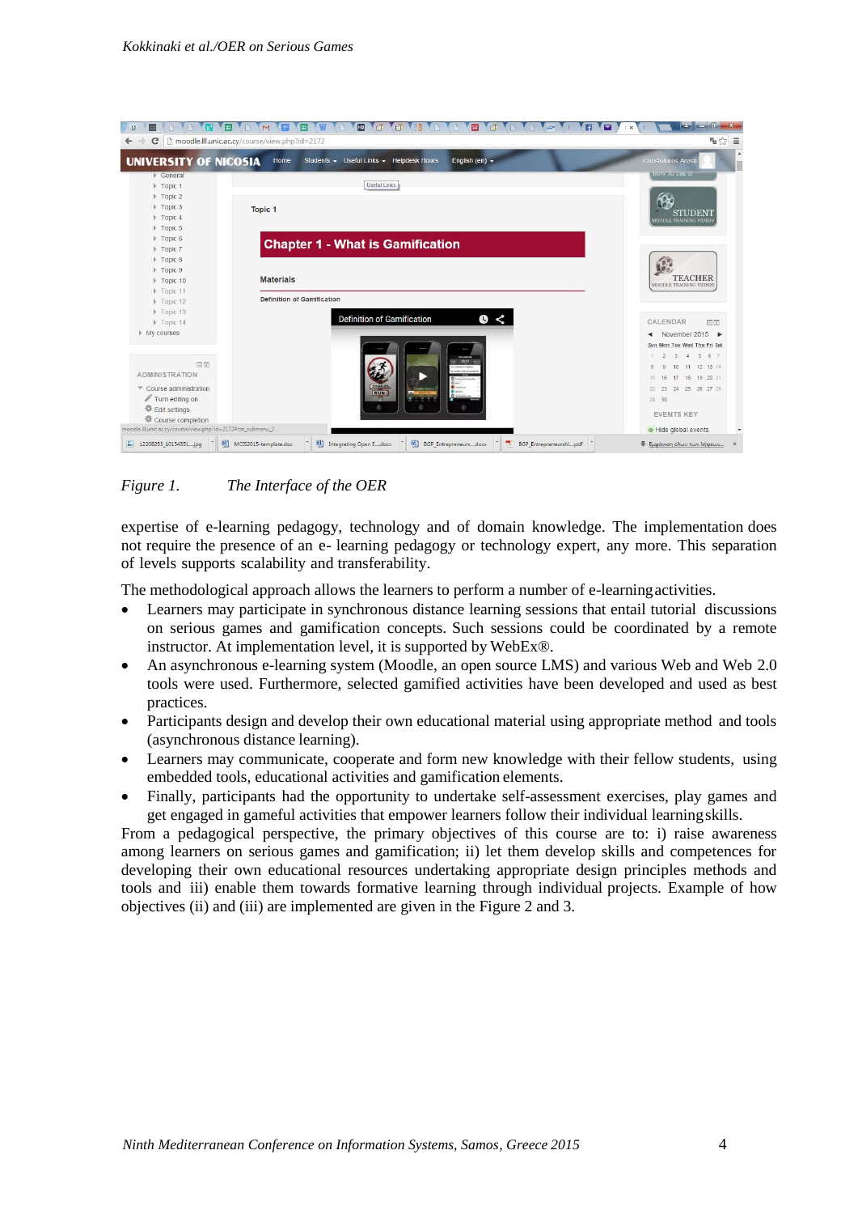*Figure 1. The Interface of the OER*

expertise of e-learning pedagogy, technology and of domain knowledge. The implementation does not require the presence of an e- learning pedagogy or technology expert, any more. This separation of levels supports scalability and transferability.

The methodological approach allows the learners to perform a number of e-learning activities.

- Learners may participate in synchronous distance learning sessions that entail tutorial discussions on serious games and gamification concepts. Such sessions could be coordinated by a remote instructor. At implementation level, it is supported by WebEx®.
- An asynchronous e-learning system (Moodle, an open source LMS) and various Web and Web 2.0 tools were used. Furthermore, selected gamified activities have been developed and used as best practices.
- Participants design and develop their own educational material using appropriate method and tools (asynchronous distance learning).
- Learners may communicate, cooperate and form new knowledge with their fellow students, using embedded tools, educational activities and gamification elements.
- Finally, participants had the opportunity to undertake self-assessment exercises, play games and get engaged in gameful activities that empower learners follow their individual learning skills.

From a pedagogical perspective, the primary objectives of this course are to: i) raise awareness among learners on serious games and gamification; ii) let them develop skills and competences for developing their own educational resources undertaking appropriate design principles methods and tools and iii) enable them towards formative learning through individual projects. Example of how objectives (ii) and (iii) are implemented are given in the Figure 2 and 3.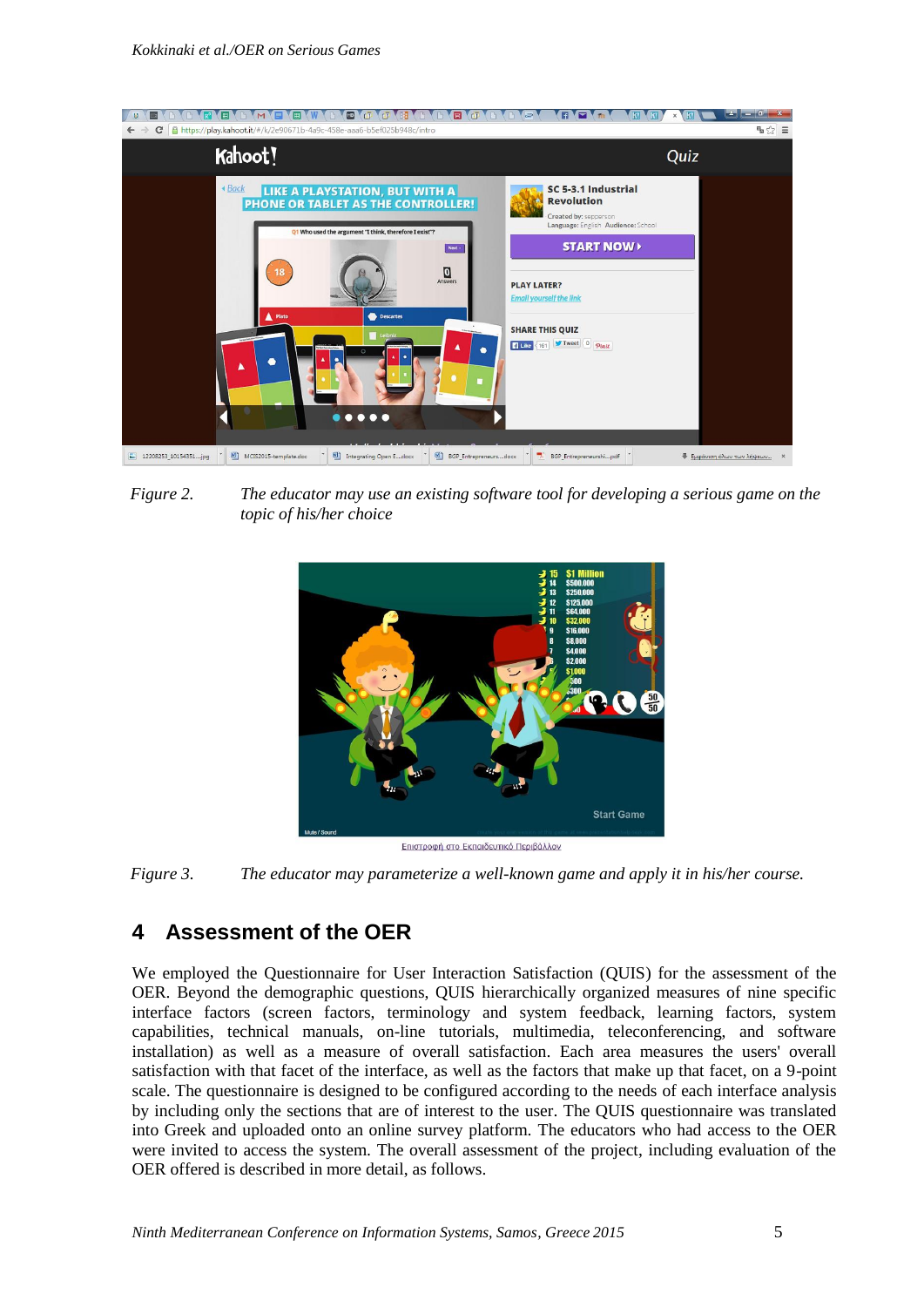*Figure 2.* *The educator may use an existing software tool for developing a serious game on the topic of his/her choice*

*Figure 3.* *The educator may parameterize a well-known game and apply it in his/her course.*

## 4 Assessment of the OER

We employed the Questionnaire for User Interaction Satisfaction (QUIS) for the assessment of the OER. Beyond the demographic questions, QUIS hierarchically organized measures of nine specific interface factors (screen factors, terminology and system feedback, learning factors, system capabilities, technical manuals, on-line tutorials, multimedia, teleconferencing, and software installation) as well as a measure of overall satisfaction. Each area measures the users' overall satisfaction with that facet of the interface, as well as the factors that make up that facet, on a 9-point scale. The questionnaire is designed to be configured according to the needs of each interface analysis by including only the sections that are of interest to the user. The QUIS questionnaire was translated into Greek and uploaded onto an online survey platform. The educators who had access to the OER were invited to access the system. The overall assessment of the project, including evaluation of the OER offered is described in more detail, as follows.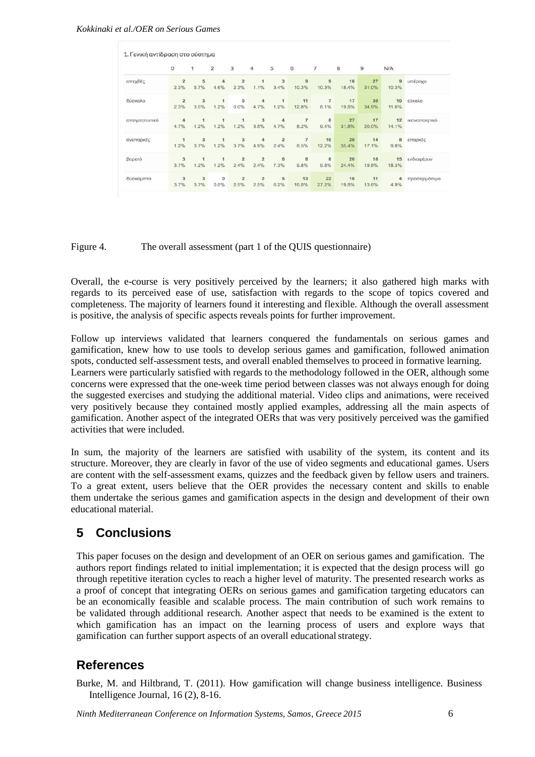1. Γενική αντίδραση στο σύστημα

| | 0 | 1 | 2 | 3 | 4 | 5 | 6 | 7 | 8 | 9 | N/A | |
|---|---|---|---|---|---|---|---|---|---|---|---|---|
| απεχθές | 2<br>2.3% | 5<br>5.7% | 4<br>4.6% | 2<br>2.3% | 1<br>1.1% | 3<br>3.4% | 9<br>10.3% | 9<br>10.3% | 16<br>18.4% | 27<br>31.0% | 9<br>10.3% | υπέροχο |
| δύσκολο | 2<br>2.3% | 3<br>3.5% | 1<br>1.2% | 0<br>0.0% | 4<br>4.7% | 1<br>1.2% | 11<br>12.8% | 7<br>8.1% | 17<br>19.8% | 30<br>34.9% | 10<br>11.6% | εύκολο |
| απογοητευτικό | 4<br>4.7% | 1<br>1.2% | 1<br>1.2% | 1<br>1.2% | 3<br>3.5% | 4<br>4.7% | 7<br>8.2% | 8<br>9.4% | 27<br>31.8% | 17<br>20.0% | 12<br>14.1% | ικανοποιητικό |
| ανεπαρκές | 1<br>1.2% | 3<br>3.7% | 1<br>1.2% | 3<br>3.7% | 4<br>4.9% | 2<br>2.4% | 7<br>8.5% | 10<br>12.2% | 29<br>35.4% | 14<br>17.1% | 8<br>9.8% | επαρκές |
| βαρετό | 3<br>3.7% | 1<br>1.2% | 1<br>1.2% | 2<br>2.4% | 2<br>2.4% | 6<br>7.3% | 8<br>9.8% | 8<br>9.8% | 20<br>24.4% | 16<br>19.5% | 15<br>18.3% | ενδιαφέρον |
| δύσκαμπτο | 3<br>3.7% | 3<br>3.7% | 0<br>0.0% | 2<br>2.5% | 2<br>2.5% | 5<br>6.2% | 13<br>16.0% | 22<br>27.2% | 16<br>19.8% | 11<br>13.6% | 4<br>4.9% | προσαρμόσιμο |

Figure 4. The overall assessment (part 1 of the QUIS questionnaire)

Overall, the e-course is very positively perceived by the learners; it also gathered high marks with regards to its perceived ease of use, satisfaction with regards to the scope of topics covered and completeness. The majority of learners found it interesting and flexible. Although the overall assessment is positive, the analysis of specific aspects reveals points for further improvement.

Follow up interviews validated that learners conquered the fundamentals on serious games and gamification, knew how to use tools to develop serious games and gamification, followed animation spots, conducted self-assessment tests, and overall enabled themselves to proceed in formative learning. Learners were particularly satisfied with regards to the methodology followed in the OER, although some concerns were expressed that the one-week time period between classes was not always enough for doing the suggested exercises and studying the additional material. Video clips and animations, were received very positively because they contained mostly applied examples, addressing all the main aspects of gamification. Another aspect of the integrated OERs that was very positively perceived was the gamified activities that were included.

In sum, the majority of the learners are satisfied with usability of the system, its content and its structure. Moreover, they are clearly in favor of the use of video segments and educational games. Users are content with the self-assessment exams, quizzes and the feedback given by fellow users and trainers. To a great extent, users believe that the OER provides the necessary content and skills to enable them undertake the serious games and gamification aspects in the design and development of their own educational material.

## 5 Conclusions

This paper focuses on the design and development of an OER on serious games and gamification. The authors report findings related to initial implementation; it is expected that the design process will go through repetitive iteration cycles to reach a higher level of maturity. The presented research works as a proof of concept that integrating OERs on serious games and gamification targeting educators can be an economically feasible and scalable process. The main contribution of such work remains to be validated through additional research. Another aspect that needs to be examined is the extent to which gamification has an impact on the learning process of users and explore ways that gamification can further support aspects of an overall educational strategy.

## References

Burke, M. and Hiltbrand, T. (2011). How gamification will change business intelligence. Business Intelligence Journal, 16 (2), 8-16.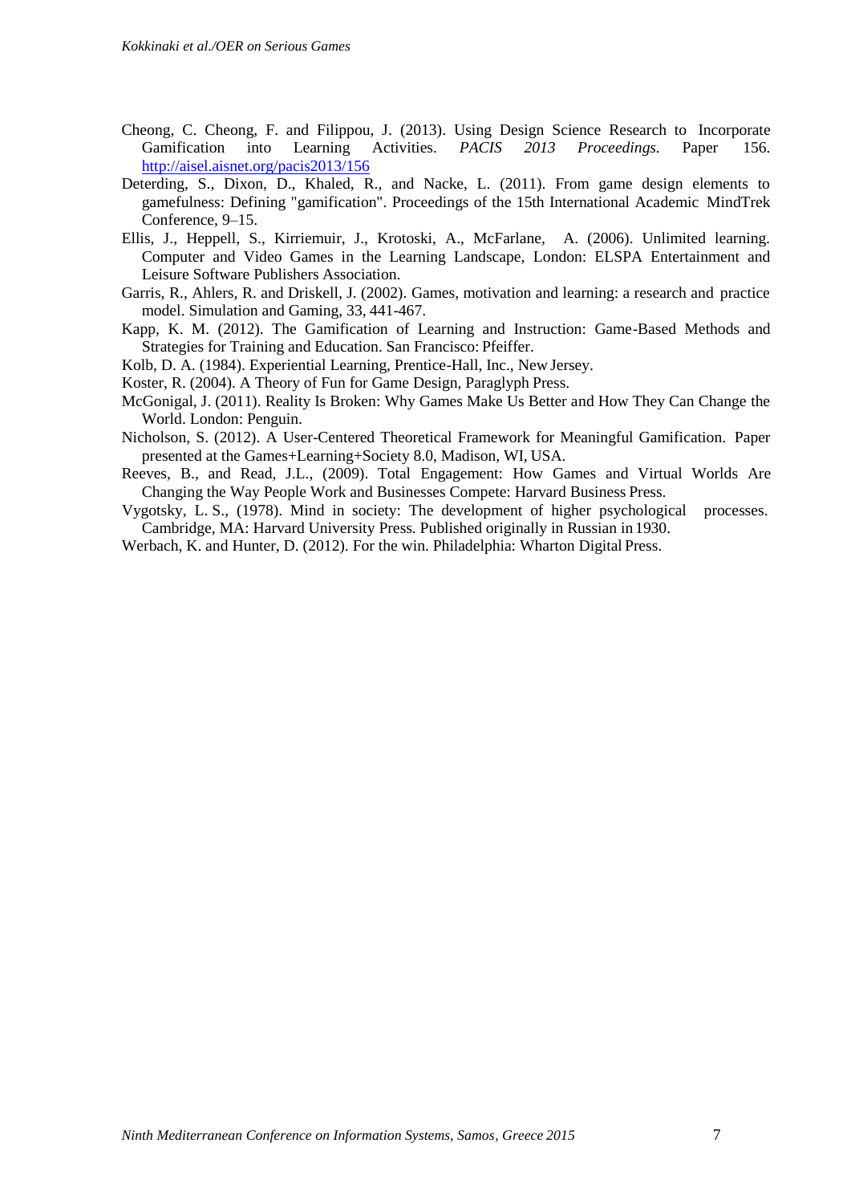Cheong, C. Cheong, F. and Filippou, J. (2013). Using Design Science Research to Incorporate Gamification into Learning Activities. *PACIS 2013 Proceedings.* Paper 156. http://aisel.aisnet.org/pacis2013/156

Deterding, S., Dixon, D., Khaled, R., and Nacke, L. (2011). From game design elements to gamefulness: Defining "gamification". Proceedings of the 15th International Academic MindTrek Conference, 9–15.

Ellis, J., Heppell, S., Kirriemuir, J., Krotoski, A., McFarlane, A. (2006). Unlimited learning. Computer and Video Games in the Learning Landscape, London: ELSPA Entertainment and Leisure Software Publishers Association.

Garris, R., Ahlers, R. and Driskell, J. (2002). Games, motivation and learning: a research and practice model. Simulation and Gaming, 33, 441-467.

Kapp, K. M. (2012). The Gamification of Learning and Instruction: Game-Based Methods and Strategies for Training and Education. San Francisco: Pfeiffer.

Kolb, D. A. (1984). Experiential Learning, Prentice-Hall, Inc., New Jersey.

Koster, R. (2004). A Theory of Fun for Game Design, Paraglyph Press.

McGonigal, J. (2011). Reality Is Broken: Why Games Make Us Better and How They Can Change the World. London: Penguin.

Nicholson, S. (2012). A User-Centered Theoretical Framework for Meaningful Gamification. Paper presented at the Games+Learning+Society 8.0, Madison, WI, USA.

Reeves, B., and Read, J.L., (2009). Total Engagement: How Games and Virtual Worlds Are Changing the Way People Work and Businesses Compete: Harvard Business Press.

Vygotsky, L. S., (1978). Mind in society: The development of higher psychological processes. Cambridge, MA: Harvard University Press. Published originally in Russian in 1930.

Werbach, K. and Hunter, D. (2012). For the win. Philadelphia: Wharton Digital Press.